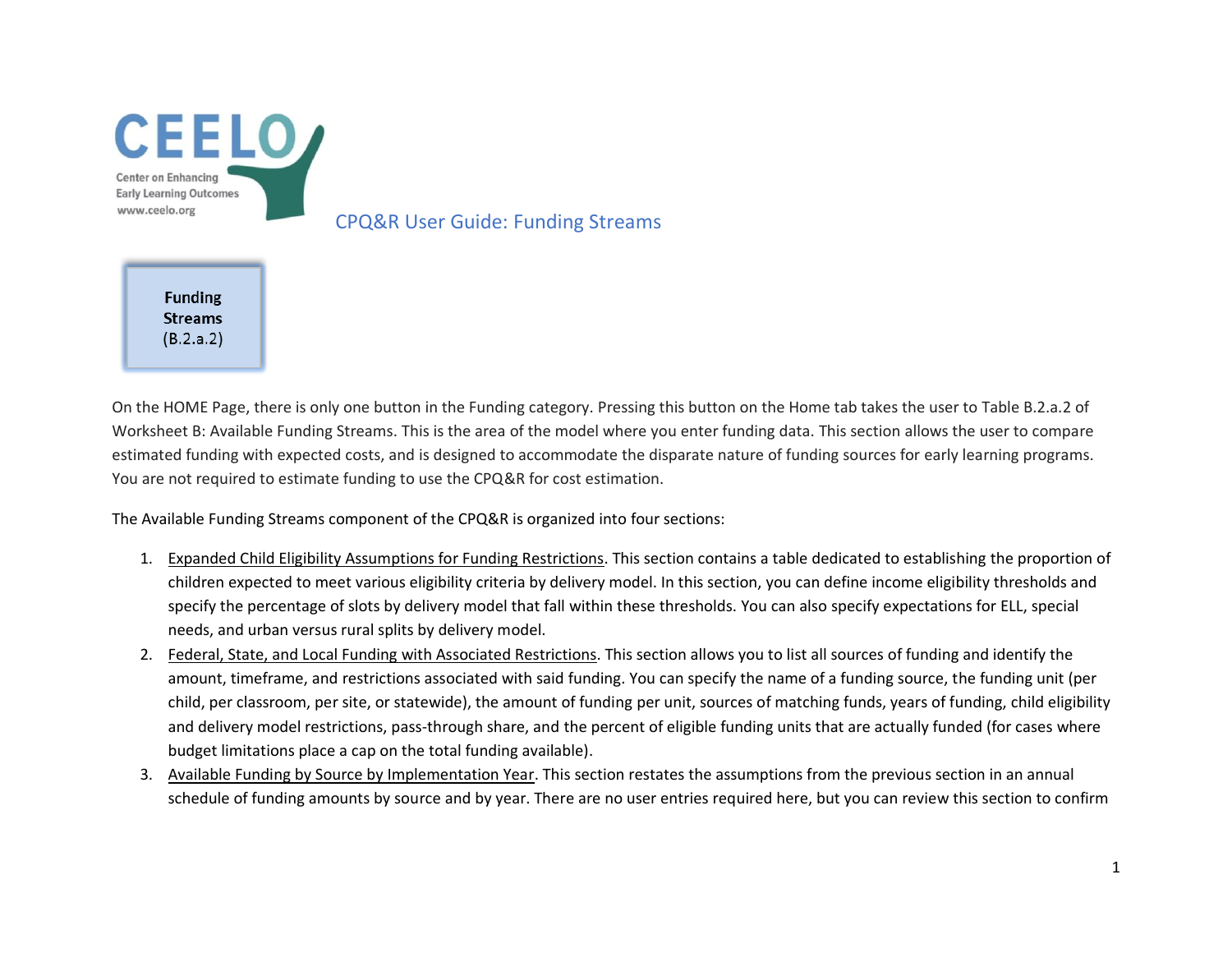CEELO

Center on Enhancing Early Learning Outcomes
www.ceelo.org

# CPQ&R User Guide: Funding Streams

**Funding Streams**
(B.2.a.2)

On the HOME Page, there is only one button in the Funding category. Pressing this button on the Home tab takes the user to Table B.2.a.2 of Worksheet B: Available Funding Streams. This is the area of the model where you enter funding data. This section allows the user to compare estimated funding with expected costs, and is designed to accommodate the disparate nature of funding sources for early learning programs. You are not required to estimate funding to use the CPQ&R for cost estimation.

The Available Funding Streams component of the CPQ&R is organized into four sections:

1. Expanded Child Eligibility Assumptions for Funding Restrictions. This section contains a table dedicated to establishing the proportion of children expected to meet various eligibility criteria by delivery model. In this section, you can define income eligibility thresholds and specify the percentage of slots by delivery model that fall within these thresholds. You can also specify expectations for ELL, special needs, and urban versus rural splits by delivery model.
2. Federal, State, and Local Funding with Associated Restrictions. This section allows you to list all sources of funding and identify the amount, timeframe, and restrictions associated with said funding. You can specify the name of a funding source, the funding unit (per child, per classroom, per site, or statewide), the amount of funding per unit, sources of matching funds, years of funding, child eligibility and delivery model restrictions, pass-through share, and the percent of eligible funding units that are actually funded (for cases where budget limitations place a cap on the total funding available).
3. Available Funding by Source by Implementation Year. This section restates the assumptions from the previous section in an annual schedule of funding amounts by source and by year. There are no user entries required here, but you can review this section to confirm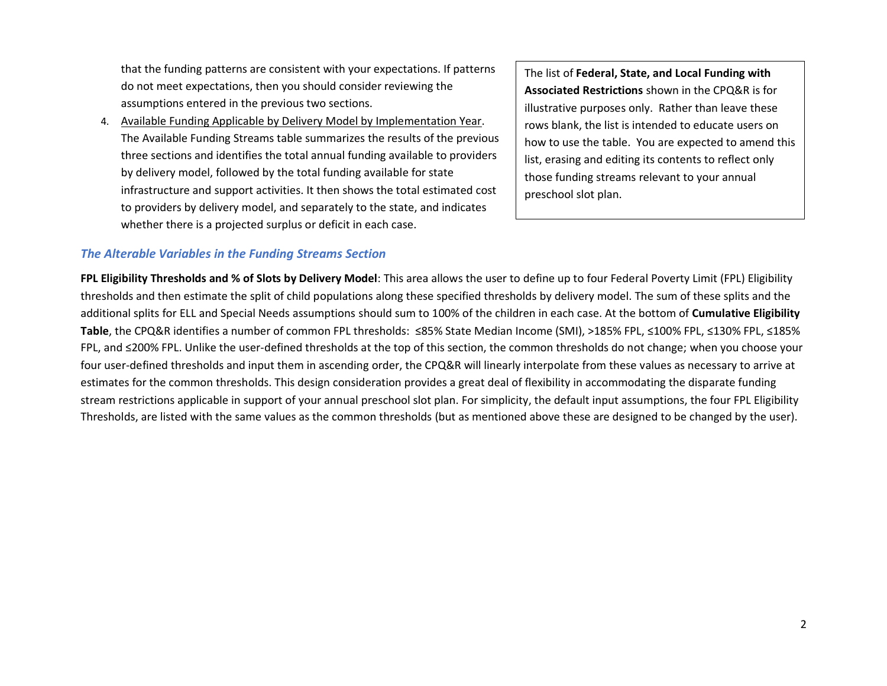that the funding patterns are consistent with your expectations. If patterns do not meet expectations, then you should consider reviewing the assumptions entered in the previous two sections.

4. Available Funding Applicable by Delivery Model by Implementation Year. The Available Funding Streams table summarizes the results of the previous three sections and identifies the total annual funding available to providers by delivery model, followed by the total funding available for state infrastructure and support activities. It then shows the total estimated cost to providers by delivery model, and separately to the state, and indicates whether there is a projected surplus or deficit in each case.

> The list of **Federal, State, and Local Funding with Associated Restrictions** shown in the CPQ&R is for illustrative purposes only. Rather than leave these rows blank, the list is intended to educate users on how to use the table. You are expected to amend this list, erasing and editing its contents to reflect only those funding streams relevant to your annual preschool slot plan.

### *The Alterable Variables in the Funding Streams Section*

**FPL Eligibility Thresholds and % of Slots by Delivery Model**: This area allows the user to define up to four Federal Poverty Limit (FPL) Eligibility thresholds and then estimate the split of child populations along these specified thresholds by delivery model. The sum of these splits and the additional splits for ELL and Special Needs assumptions should sum to 100% of the children in each case. At the bottom of **Cumulative Eligibility Table**, the CPQ&R identifies a number of common FPL thresholds: ≤85% State Median Income (SMI), >185% FPL, ≤100% FPL, ≤130% FPL, ≤185% FPL, and ≤200% FPL. Unlike the user-defined thresholds at the top of this section, the common thresholds do not change; when you choose your four user-defined thresholds and input them in ascending order, the CPQ&R will linearly interpolate from these values as necessary to arrive at estimates for the common thresholds. This design consideration provides a great deal of flexibility in accommodating the disparate funding stream restrictions applicable in support of your annual preschool slot plan. For simplicity, the default input assumptions, the four FPL Eligibility Thresholds, are listed with the same values as the common thresholds (but as mentioned above these are designed to be changed by the user).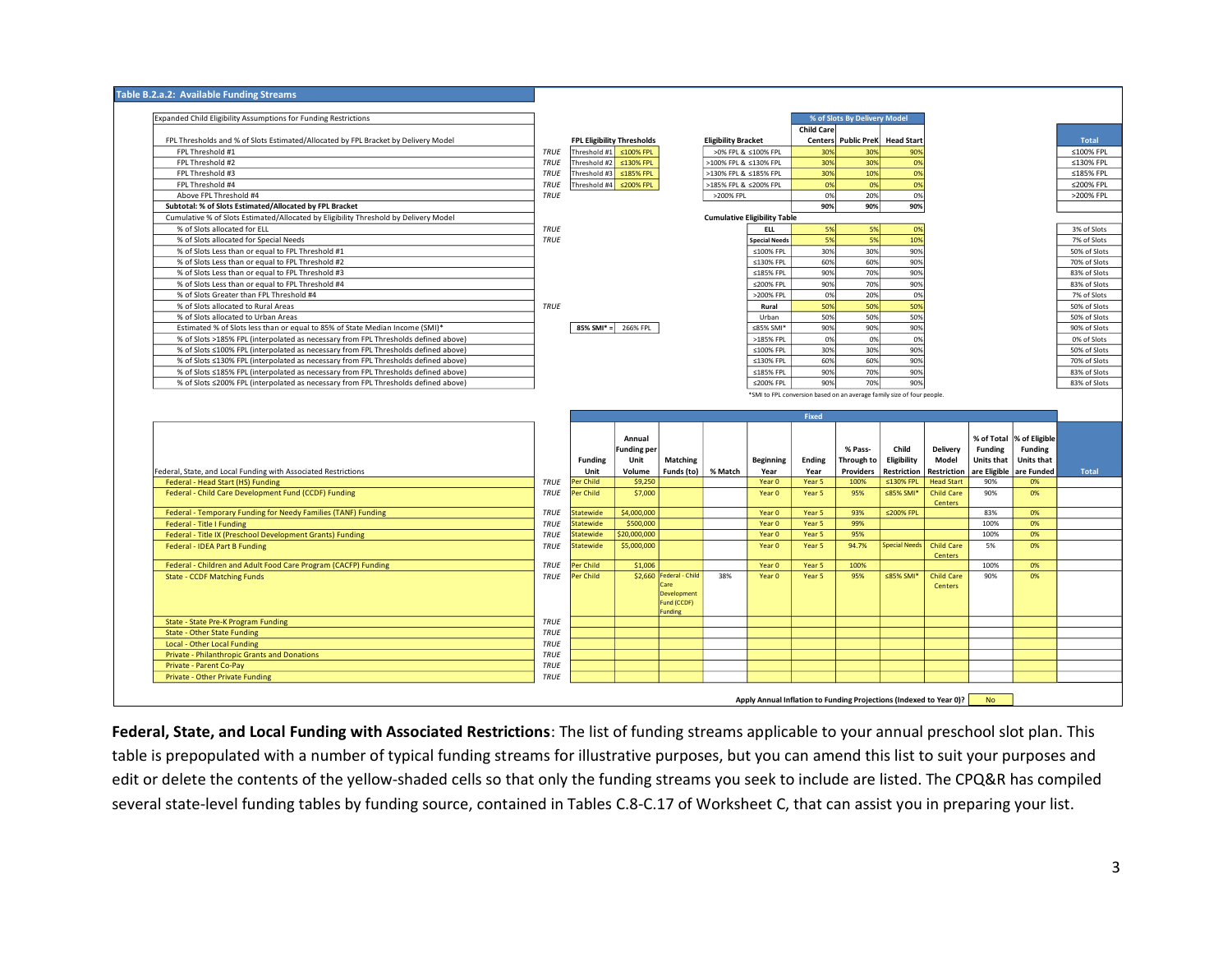## Table B.2.a.2: Available Funding Streams

| Expanded Child Eligibility Assumptions for Funding Restrictions | | FPL Eligibility Thresholds | | Eligibility Bracket | Child Care Centers | Public PreK | Head Start | Total |
|---|---|---|---|---|---|---|---|---|
| | | | | | % of Slots By Delivery Model | | | |
| FPL Thresholds and % of Slots Estimated/Allocated by FPL Bracket by Delivery Model | | | | | | | | |
| FPL Threshold #1 | TRUE | Threshold #1 | ≤100% FPL | >0% FPL & ≤100% FPL | 30% | 30% | 90% | ≤100% FPL |
| FPL Threshold #2 | TRUE | Threshold #2 | ≤130% FPL | >100% FPL & ≤130% FPL | 30% | 30% | 0% | ≤130% FPL |
| FPL Threshold #3 | TRUE | Threshold #3 | ≤185% FPL | >130% FPL & ≤185% FPL | 30% | 10% | 0% | ≤185% FPL |
| FPL Threshold #4 | TRUE | Threshold #4 | ≤200% FPL | >185% FPL & ≤200% FPL | 0% | 0% | 0% | ≤200% FPL |
| Above FPL Threshold #4 | TRUE | | | >200% FPL | 0% | 20% | 0% | >200% FPL |
| Subtotal: % of Slots Estimated/Allocated by FPL Bracket | | | | | 90% | 90% | 90% | |
| Cumulative % of Slots Estimated/Allocated by Eligibility Threshold by Delivery Model | | | | Cumulative Eligibility Table | | | | |
| % of Slots allocated for ELL | TRUE | | | ELL | 5% | 5% | 0% | 3% of Slots |
| % of Slots allocated for Special Needs | TRUE | | | Special Needs | 5% | 5% | 10% | 7% of Slots |
| % of Slots Less than or equal to FPL Threshold #1 | | | | ≤100% FPL | 30% | 30% | 90% | 50% of Slots |
| % of Slots Less than or equal to FPL Threshold #2 | | | | ≤130% FPL | 60% | 60% | 90% | 70% of Slots |
| % of Slots Less than or equal to FPL Threshold #3 | | | | ≤185% FPL | 90% | 70% | 90% | 83% of Slots |
| % of Slots Less than or equal to FPL Threshold #4 | | | | ≤200% FPL | 90% | 70% | 90% | 83% of Slots |
| % of Slots Greater than FPL Threshold #4 | | | | >200% FPL | 0% | 20% | 0% | 7% of Slots |
| % of Slots allocated to Rural Areas | TRUE | | | Rural | 50% | 50% | 50% | 50% of Slots |
| % of Slots allocated to Urban Areas | | | | Urban | 50% | 50% | 50% | 50% of Slots |
| Estimated % of Slots less than or equal to 85% of State Median Income (SMI)* | | 85% SMI* = | 266% FPL | ≤85% SMI* | 90% | 90% | 90% | 90% of Slots |
| % of Slots >185% FPL (interpolated as necessary from FPL Thresholds defined above) | | | | >185% FPL | 0% | 0% | 0% | 0% of Slots |
| % of Slots ≤100% FPL (interpolated as necessary from FPL Thresholds defined above) | | | | ≤100% FPL | 30% | 30% | 90% | 50% of Slots |
| % of Slots ≤130% FPL (interpolated as necessary from FPL Thresholds defined above) | | | | ≤130% FPL | 60% | 60% | 90% | 70% of Slots |
| % of Slots ≤185% FPL (interpolated as necessary from FPL Thresholds defined above) | | | | ≤185% FPL | 90% | 70% | 90% | 83% of Slots |
| % of Slots ≤200% FPL (interpolated as necessary from FPL Thresholds defined above) | | | | ≤200% FPL | 90% | 70% | 90% | 83% of Slots |

*SMI to FPL conversion based on an average family size of four people.

| Federal, State, and Local Funding with Associated Restrictions | | Funding Unit | Annual Funding per Unit Volume | Matching Funds (to) | % Match | Beginning Year | Ending Year (Fixed) | % Pass-Through to Providers | Child Eligibility Restriction | Delivery Model Restriction | % of Total Funding Units that are Eligible | % of Eligible Funding Units that are Funded | Total |
|---|---|---|---|---|---|---|---|---|---|---|---|---|---|
| Federal - Head Start (HS) Funding | TRUE | Per Child | $9,250 | | | Year 0 | Year 5 | 100% | ≤130% FPL | Head Start | 90% | 0% | |
| Federal - Child Care Development Fund (CCDF) Funding | TRUE | Per Child | $7,000 | | | Year 0 | Year 5 | 95% | ≤85% SMI* | Child Care Centers | 90% | 0% | |
| Federal - Temporary Funding for Needy Families (TANF) Funding | TRUE | Statewide | $4,000,000 | | | Year 0 | Year 5 | 93% | ≤200% FPL | | 83% | 0% | |
| Federal - Title I Funding | TRUE | Statewide | $500,000 | | | Year 0 | Year 5 | 99% | | | 100% | 0% | |
| Federal - Title IX (Preschool Development Grants) Funding | TRUE | Statewide | $20,000,000 | | | Year 0 | Year 5 | 95% | | | 100% | 0% | |
| Federal - IDEA Part B Funding | TRUE | Statewide | $5,000,000 | | | Year 0 | Year 5 | 94.7% | Special Needs | Child Care Centers | 5% | 0% | |
| Federal - Children and Adult Food Care Program (CACFP) Funding | TRUE | Per Child | $1,006 | | | Year 0 | Year 5 | 100% | | | 100% | 0% | |
| State - CCDF Matching Funds | TRUE | Per Child | $2,660 | Federal - Child Care Development Fund (CCDF) Funding | 38% | Year 0 | Year 5 | 95% | ≤85% SMI* | Child Care Centers | 90% | 0% | |
| State - State Pre-K Program Funding | TRUE | | | | | | | | | | | | |
| State - Other State Funding | TRUE | | | | | | | | | | | | |
| Local - Other Local Funding | TRUE | | | | | | | | | | | | |
| Private - Philanthropic Grants and Donations | TRUE | | | | | | | | | | | | |
| Private - Parent Co-Pay | TRUE | | | | | | | | | | | | |
| Private - Other Private Funding | TRUE | | | | | | | | | | | | |

Apply Annual Inflation to Funding Projections (Indexed to Year 0)? No

**Federal, State, and Local Funding with Associated Restrictions**: The list of funding streams applicable to your annual preschool slot plan. This table is prepopulated with a number of typical funding streams for illustrative purposes, but you can amend this list to suit your purposes and edit or delete the contents of the yellow-shaded cells so that only the funding streams you seek to include are listed. The CPQ&R has compiled several state-level funding tables by funding source, contained in Tables C.8-C.17 of Worksheet C, that can assist you in preparing your list.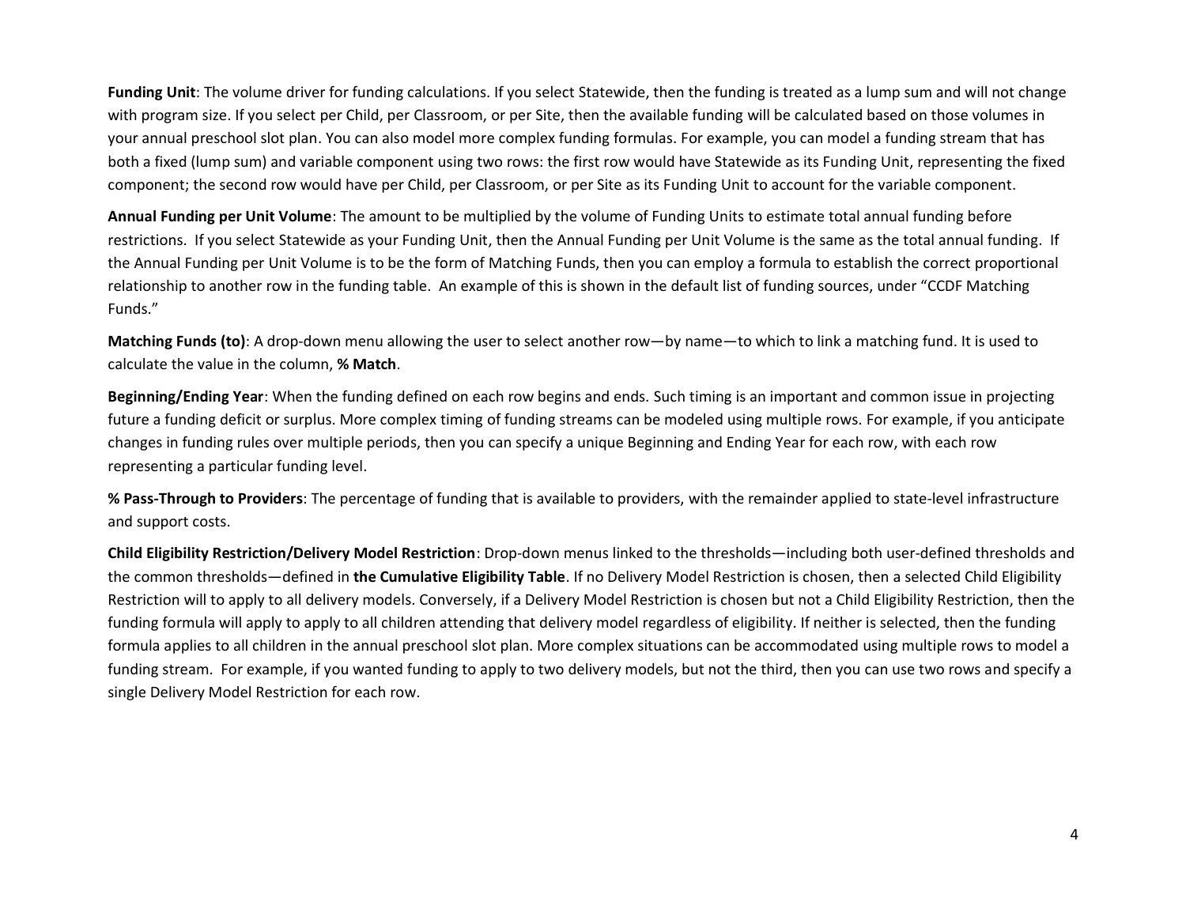**Funding Unit**: The volume driver for funding calculations. If you select Statewide, then the funding is treated as a lump sum and will not change with program size. If you select per Child, per Classroom, or per Site, then the available funding will be calculated based on those volumes in your annual preschool slot plan. You can also model more complex funding formulas. For example, you can model a funding stream that has both a fixed (lump sum) and variable component using two rows: the first row would have Statewide as its Funding Unit, representing the fixed component; the second row would have per Child, per Classroom, or per Site as its Funding Unit to account for the variable component.

**Annual Funding per Unit Volume**: The amount to be multiplied by the volume of Funding Units to estimate total annual funding before restrictions. If you select Statewide as your Funding Unit, then the Annual Funding per Unit Volume is the same as the total annual funding. If the Annual Funding per Unit Volume is to be the form of Matching Funds, then you can employ a formula to establish the correct proportional relationship to another row in the funding table. An example of this is shown in the default list of funding sources, under "CCDF Matching Funds."

**Matching Funds (to)**: A drop-down menu allowing the user to select another row—by name—to which to link a matching fund. It is used to calculate the value in the column, **% Match**.

**Beginning/Ending Year**: When the funding defined on each row begins and ends. Such timing is an important and common issue in projecting future a funding deficit or surplus. More complex timing of funding streams can be modeled using multiple rows. For example, if you anticipate changes in funding rules over multiple periods, then you can specify a unique Beginning and Ending Year for each row, with each row representing a particular funding level.

**% Pass-Through to Providers**: The percentage of funding that is available to providers, with the remainder applied to state-level infrastructure and support costs.

**Child Eligibility Restriction/Delivery Model Restriction**: Drop-down menus linked to the thresholds—including both user-defined thresholds and the common thresholds—defined in **the Cumulative Eligibility Table**. If no Delivery Model Restriction is chosen, then a selected Child Eligibility Restriction will to apply to all delivery models. Conversely, if a Delivery Model Restriction is chosen but not a Child Eligibility Restriction, then the funding formula will apply to apply to all children attending that delivery model regardless of eligibility. If neither is selected, then the funding formula applies to all children in the annual preschool slot plan. More complex situations can be accommodated using multiple rows to model a funding stream. For example, if you wanted funding to apply to two delivery models, but not the third, then you can use two rows and specify a single Delivery Model Restriction for each row.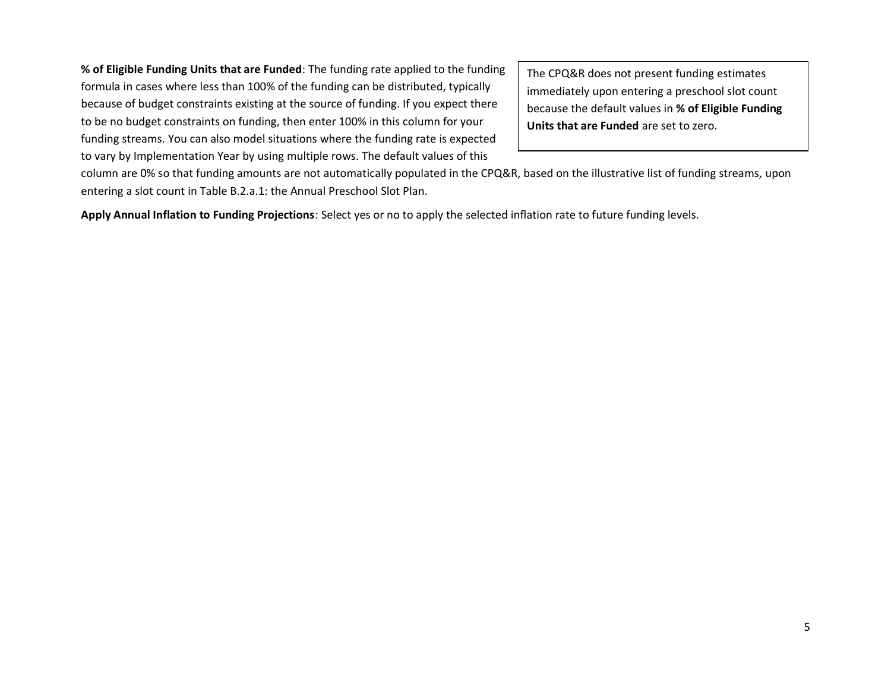**% of Eligible Funding Units that are Funded**: The funding rate applied to the funding formula in cases where less than 100% of the funding can be distributed, typically because of budget constraints existing at the source of funding. If you expect there to be no budget constraints on funding, then enter 100% in this column for your funding streams. You can also model situations where the funding rate is expected to vary by Implementation Year by using multiple rows. The default values of this column are 0% so that funding amounts are not automatically populated in the CPQ&R, based on the illustrative list of funding streams, upon entering a slot count in Table B.2.a.1: the Annual Preschool Slot Plan.

> The CPQ&R does not present funding estimates immediately upon entering a preschool slot count because the default values in **% of Eligible Funding Units that are Funded** are set to zero.

**Apply Annual Inflation to Funding Projections**: Select yes or no to apply the selected inflation rate to future funding levels.